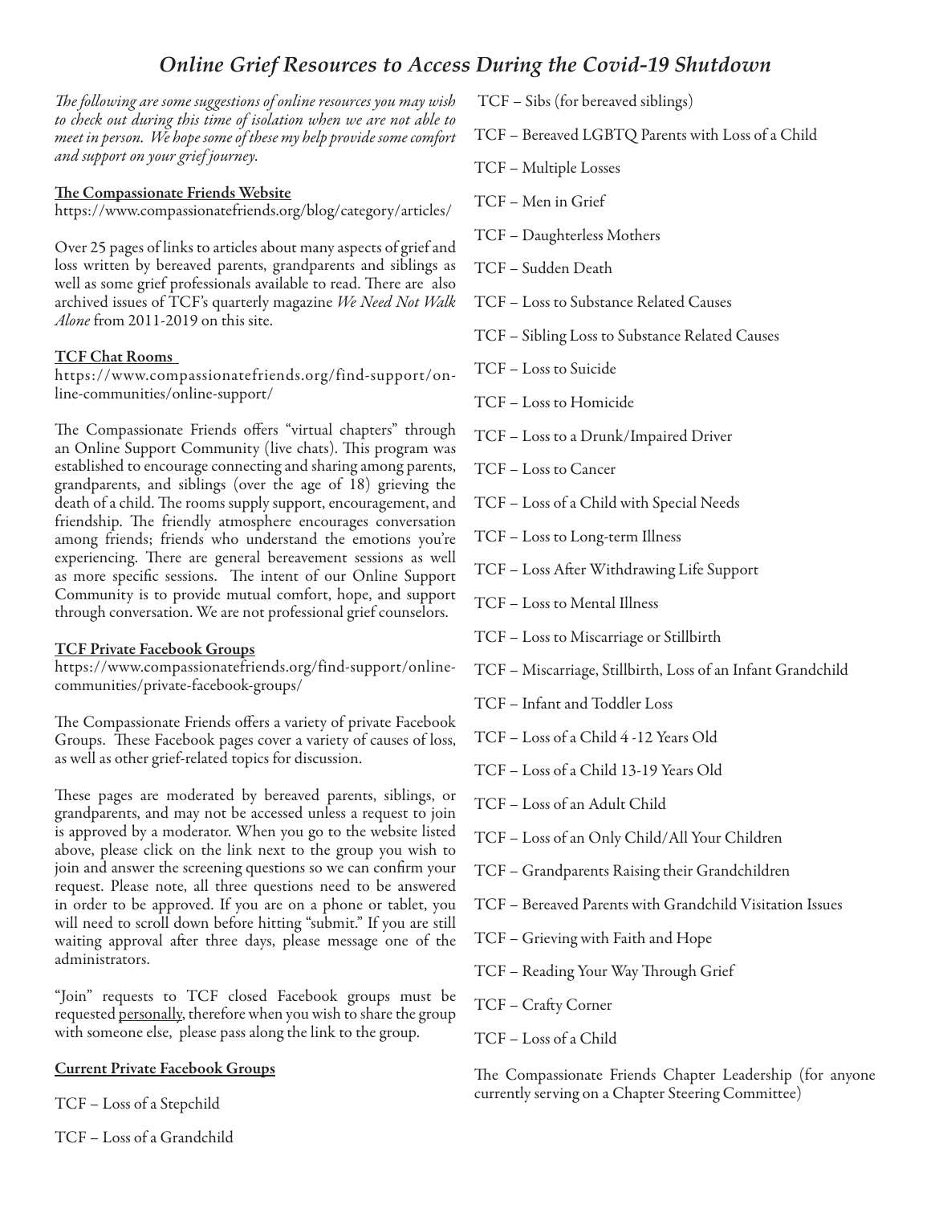# *Online Grief Resources to Access During the Covid-19 Shutdown*

*The following are some suggestions of online resources you may wish to check out during this time of isolation when we are not able to meet in person. We hope some of these my help provide some comfort and support on your grief journey.*

**The Compassionate Friends Website**
https://www.compassionatefriends.org/blog/category/articles/

Over 25 pages of links to articles about many aspects of grief and loss written by bereaved parents, grandparents and siblings as well as some grief professionals available to read. There are also archived issues of TCF's quarterly magazine *We Need Not Walk Alone* from 2011-2019 on this site.

**TCF Chat Rooms**
https://www.compassionatefriends.org/find-support/online-communities/online-support/

The Compassionate Friends offers "virtual chapters" through an Online Support Community (live chats). This program was established to encourage connecting and sharing among parents, grandparents, and siblings (over the age of 18) grieving the death of a child. The rooms supply support, encouragement, and friendship. The friendly atmosphere encourages conversation among friends; friends who understand the emotions you're experiencing. There are general bereavement sessions as well as more specific sessions. The intent of our Online Support Community is to provide mutual comfort, hope, and support through conversation. We are not professional grief counselors.

**TCF Private Facebook Groups**
https://www.compassionatefriends.org/find-support/online-communities/private-facebook-groups/

The Compassionate Friends offers a variety of private Facebook Groups. These Facebook pages cover a variety of causes of loss, as well as other grief-related topics for discussion.

These pages are moderated by bereaved parents, siblings, or grandparents, and may not be accessed unless a request to join is approved by a moderator. When you go to the website listed above, please click on the link next to the group you wish to join and answer the screening questions so we can confirm your request. Please note, all three questions need to be answered in order to be approved. If you are on a phone or tablet, you will need to scroll down before hitting "submit." If you are still waiting approval after three days, please message one of the administrators.

"Join" requests to TCF closed Facebook groups must be requested personally, therefore when you wish to share the group with someone else, please pass along the link to the group.

**Current Private Facebook Groups**

TCF – Loss of a Stepchild

TCF – Loss of a Grandchild

TCF – Sibs (for bereaved siblings)

TCF – Bereaved LGBTQ Parents with Loss of a Child

TCF – Multiple Losses

TCF – Men in Grief

TCF – Daughterless Mothers

TCF – Sudden Death

TCF – Loss to Substance Related Causes

TCF – Sibling Loss to Substance Related Causes

TCF – Loss to Suicide

TCF – Loss to Homicide

TCF – Loss to a Drunk/Impaired Driver

TCF – Loss to Cancer

TCF – Loss of a Child with Special Needs

TCF – Loss to Long-term Illness

TCF – Loss After Withdrawing Life Support

TCF – Loss to Mental Illness

TCF – Loss to Miscarriage or Stillbirth

TCF – Miscarriage, Stillbirth, Loss of an Infant Grandchild

TCF – Infant and Toddler Loss

TCF – Loss of a Child 4 -12 Years Old

TCF – Loss of a Child 13-19 Years Old

TCF – Loss of an Adult Child

TCF – Loss of an Only Child/All Your Children

TCF – Grandparents Raising their Grandchildren

TCF – Bereaved Parents with Grandchild Visitation Issues

TCF – Grieving with Faith and Hope

TCF – Reading Your Way Through Grief

TCF – Crafty Corner

TCF – Loss of a Child

The Compassionate Friends Chapter Leadership (for anyone currently serving on a Chapter Steering Committee)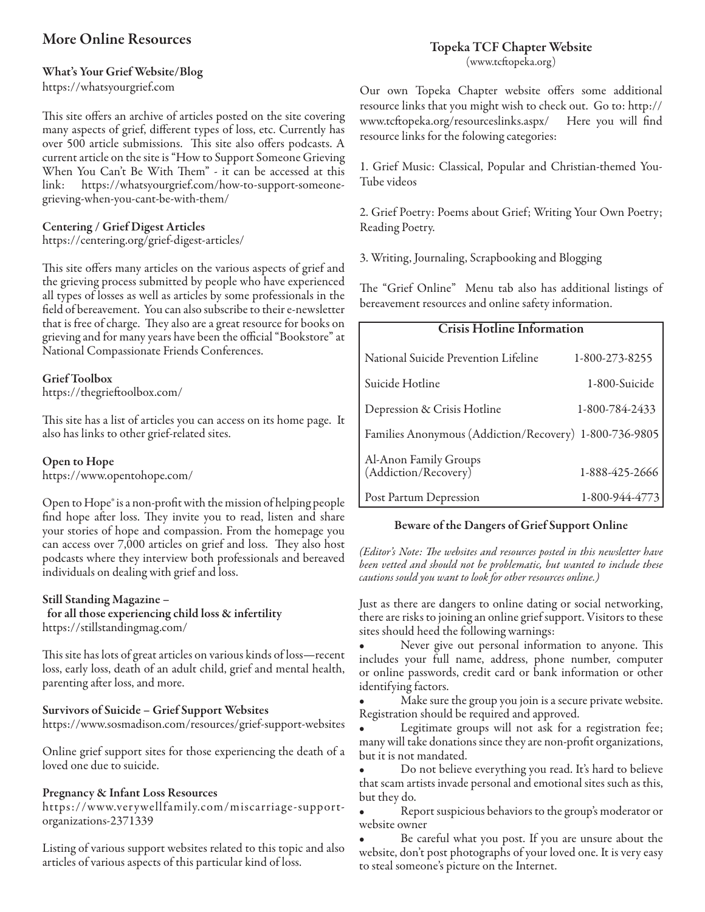## More Online Resources

### What's Your Grief Website/Blog

https://whatsyourgrief.com

This site offers an archive of articles posted on the site covering many aspects of grief, different types of loss, etc. Currently has over 500 article submissions. This site also offers podcasts. A current article on the site is "How to Support Someone Grieving When You Can't Be With Them" - it can be accessed at this link: https://whatsyourgrief.com/how-to-support-someone-grieving-when-you-cant-be-with-them/

### Centering / Grief Digest Articles

https://centering.org/grief-digest-articles/

This site offers many articles on the various aspects of grief and the grieving process submitted by people who have experienced all types of losses as well as articles by some professionals in the field of bereavement. You can also subscribe to their e-newsletter that is free of charge. They also are a great resource for books on grieving and for many years have been the official "Bookstore" at National Compassionate Friends Conferences.

### Grief Toolbox

https://thegrieftoolbox.com/

This site has a list of articles you can access on its home page. It also has links to other grief-related sites.

### Open to Hope

https://www.opentohope.com/

Open to Hope® is a non-profit with the mission of helping people find hope after loss. They invite you to read, listen and share your stories of hope and compassion. From the homepage you can access over 7,000 articles on grief and loss. They also host podcasts where they interview both professionals and bereaved individuals on dealing with grief and loss.

### Still Standing Magazine – for all those experiencing child loss & infertility

https://stillstandingmag.com/

This site has lots of great articles on various kinds of loss—recent loss, early loss, death of an adult child, grief and mental health, parenting after loss, and more.

### Survivors of Suicide – Grief Support Websites

https://www.sosmadison.com/resources/grief-support-websites

Online grief support sites for those experiencing the death of a loved one due to suicide.

### Pregnancy & Infant Loss Resources

https://www.verywellfamily.com/miscarriage-support-organizations-2371339

Listing of various support websites related to this topic and also articles of various aspects of this particular kind of loss.

### Topeka TCF Chapter Website

(www.tcftopeka.org)

Our own Topeka Chapter website offers some additional resource links that you might wish to check out. Go to: http://www.tcftopeka.org/resourceslinks.aspx/ Here you will find resource links for the folowing categories:

1. Grief Music: Classical, Popular and Christian-themed YouTube videos

2. Grief Poetry: Poems about Grief; Writing Your Own Poetry; Reading Poetry.

3. Writing, Journaling, Scrapbooking and Blogging

The "Grief Online" Menu tab also has additional listings of bereavement resources and online safety information.

| Crisis Hotline Information | |
|---|---|
| National Suicide Prevention Lifeline | 1-800-273-8255 |
| Suicide Hotline | 1-800-Suicide |
| Depression & Crisis Hotline | 1-800-784-2433 |
| Families Anonymous (Addiction/Recovery) | 1-800-736-9805 |
| Al-Anon Family Groups (Addiction/Recovery) | 1-888-425-2666 |
| Post Partum Depression | 1-800-944-4773 |

### Beware of the Dangers of Grief Support Online

*(Editor's Note: The websites and resources posted in this newsletter have been vetted and should not be problematic, but wanted to include these cautions sould you want to look for other resources online.)*

Just as there are dangers to online dating or social networking, there are risks to joining an online grief support. Visitors to these sites should heed the following warnings:

- Never give out personal information to anyone. This includes your full name, address, phone number, computer or online passwords, credit card or bank information or other identifying factors.
- Make sure the group you join is a secure private website. Registration should be required and approved.
- Legitimate groups will not ask for a registration fee; many will take donations since they are non-profit organizations, but it is not mandated.
- Do not believe everything you read. It's hard to believe that scam artists invade personal and emotional sites such as this, but they do.
- Report suspicious behaviors to the group's moderator or website owner
- Be careful what you post. If you are unsure about the website, don't post photographs of your loved one. It is very easy to steal someone's picture on the Internet.